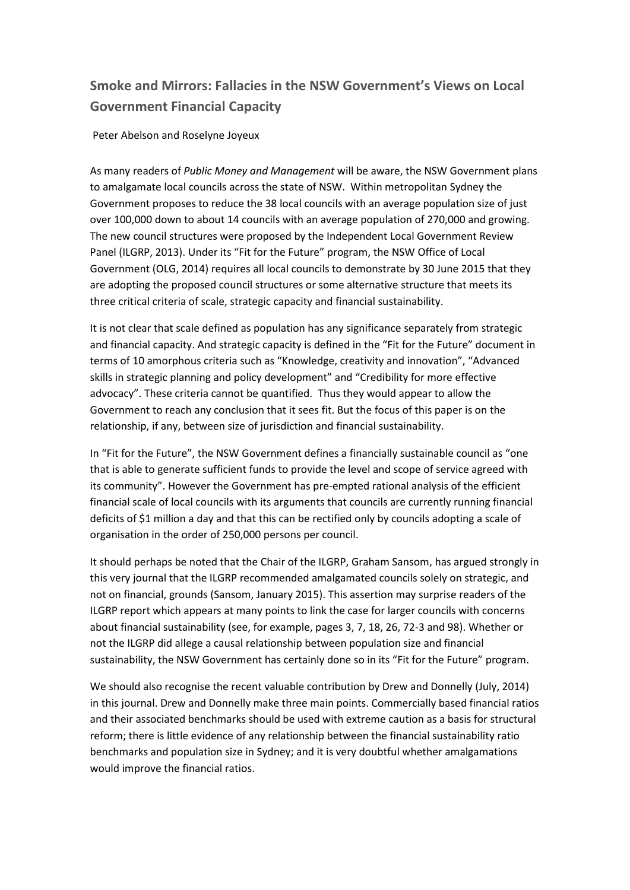# Smoke and Mirrors: Fallacies in the NSW Government's Views on Local Government Financial Capacity

Peter Abelson and Roselyne Joyeux

As many readers of *Public Money and Management* will be aware, the NSW Government plans to amalgamate local councils across the state of NSW. Within metropolitan Sydney the Government proposes to reduce the 38 local councils with an average population size of just over 100,000 down to about 14 councils with an average population of 270,000 and growing. The new council structures were proposed by the Independent Local Government Review Panel (ILGRP, 2013). Under its "Fit for the Future" program, the NSW Office of Local Government (OLG, 2014) requires all local councils to demonstrate by 30 June 2015 that they are adopting the proposed council structures or some alternative structure that meets its three critical criteria of scale, strategic capacity and financial sustainability.

It is not clear that scale defined as population has any significance separately from strategic and financial capacity. And strategic capacity is defined in the "Fit for the Future" document in terms of 10 amorphous criteria such as "Knowledge, creativity and innovation", "Advanced skills in strategic planning and policy development" and "Credibility for more effective advocacy". These criteria cannot be quantified. Thus they would appear to allow the Government to reach any conclusion that it sees fit. But the focus of this paper is on the relationship, if any, between size of jurisdiction and financial sustainability.

In "Fit for the Future", the NSW Government defines a financially sustainable council as "one that is able to generate sufficient funds to provide the level and scope of service agreed with its community". However the Government has pre-empted rational analysis of the efficient financial scale of local councils with its arguments that councils are currently running financial deficits of $1 million a day and that this can be rectified only by councils adopting a scale of organisation in the order of 250,000 persons per council.

It should perhaps be noted that the Chair of the ILGRP, Graham Sansom, has argued strongly in this very journal that the ILGRP recommended amalgamated councils solely on strategic, and not on financial, grounds (Sansom, January 2015). This assertion may surprise readers of the ILGRP report which appears at many points to link the case for larger councils with concerns about financial sustainability (see, for example, pages 3, 7, 18, 26, 72-3 and 98). Whether or not the ILGRP did allege a causal relationship between population size and financial sustainability, the NSW Government has certainly done so in its "Fit for the Future" program.

We should also recognise the recent valuable contribution by Drew and Donnelly (July, 2014) in this journal. Drew and Donnelly make three main points. Commercially based financial ratios and their associated benchmarks should be used with extreme caution as a basis for structural reform; there is little evidence of any relationship between the financial sustainability ratio benchmarks and population size in Sydney; and it is very doubtful whether amalgamations would improve the financial ratios.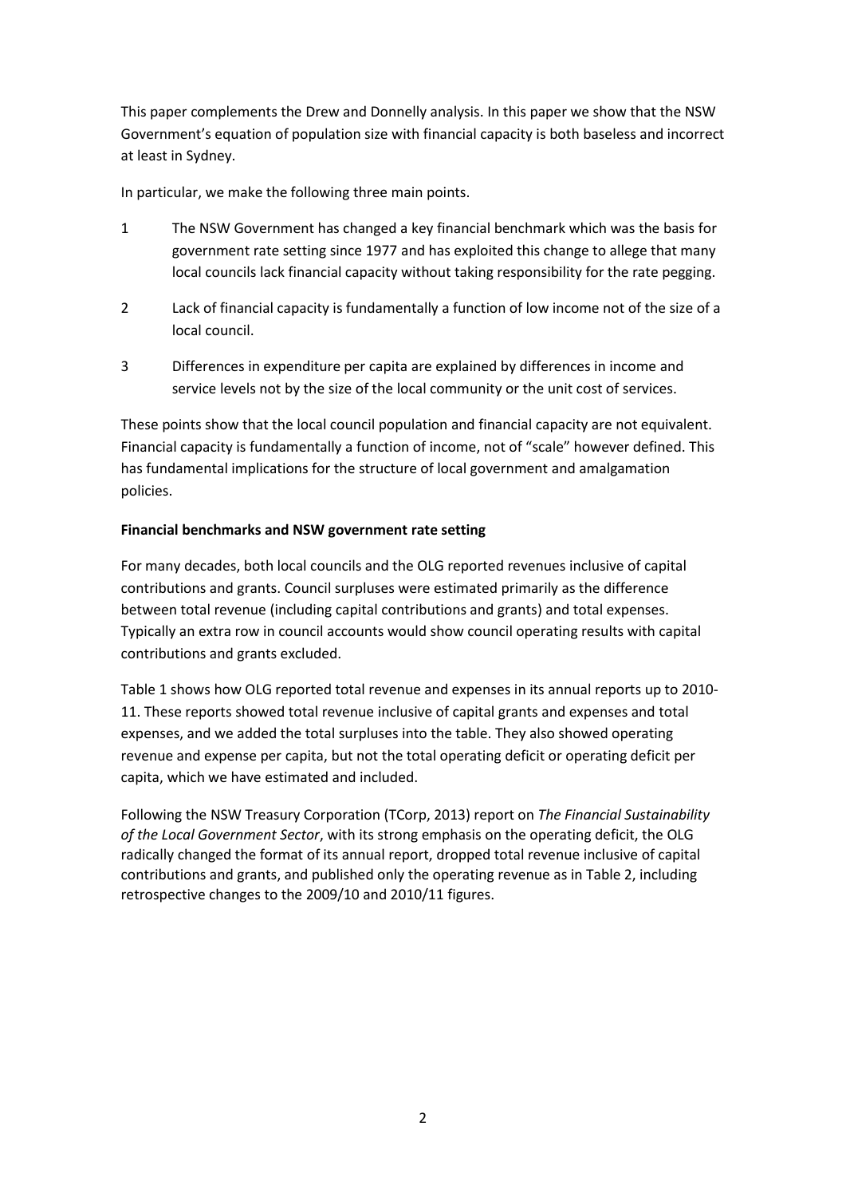This paper complements the Drew and Donnelly analysis. In this paper we show that the NSW Government's equation of population size with financial capacity is both baseless and incorrect at least in Sydney.

In particular, we make the following three main points.

1. The NSW Government has changed a key financial benchmark which was the basis for government rate setting since 1977 and has exploited this change to allege that many local councils lack financial capacity without taking responsibility for the rate pegging.
2. Lack of financial capacity is fundamentally a function of low income not of the size of a local council.
3. Differences in expenditure per capita are explained by differences in income and service levels not by the size of the local community or the unit cost of services.

These points show that the local council population and financial capacity are not equivalent. Financial capacity is fundamentally a function of income, not of "scale" however defined. This has fundamental implications for the structure of local government and amalgamation policies.

**Financial benchmarks and NSW government rate setting**

For many decades, both local councils and the OLG reported revenues inclusive of capital contributions and grants. Council surpluses were estimated primarily as the difference between total revenue (including capital contributions and grants) and total expenses. Typically an extra row in council accounts would show council operating results with capital contributions and grants excluded.

Table 1 shows how OLG reported total revenue and expenses in its annual reports up to 2010-11. These reports showed total revenue inclusive of capital grants and expenses and total expenses, and we added the total surpluses into the table. They also showed operating revenue and expense per capita, but not the total operating deficit or operating deficit per capita, which we have estimated and included.

Following the NSW Treasury Corporation (TCorp, 2013) report on *The Financial Sustainability of the Local Government Sector*, with its strong emphasis on the operating deficit, the OLG radically changed the format of its annual report, dropped total revenue inclusive of capital contributions and grants, and published only the operating revenue as in Table 2, including retrospective changes to the 2009/10 and 2010/11 figures.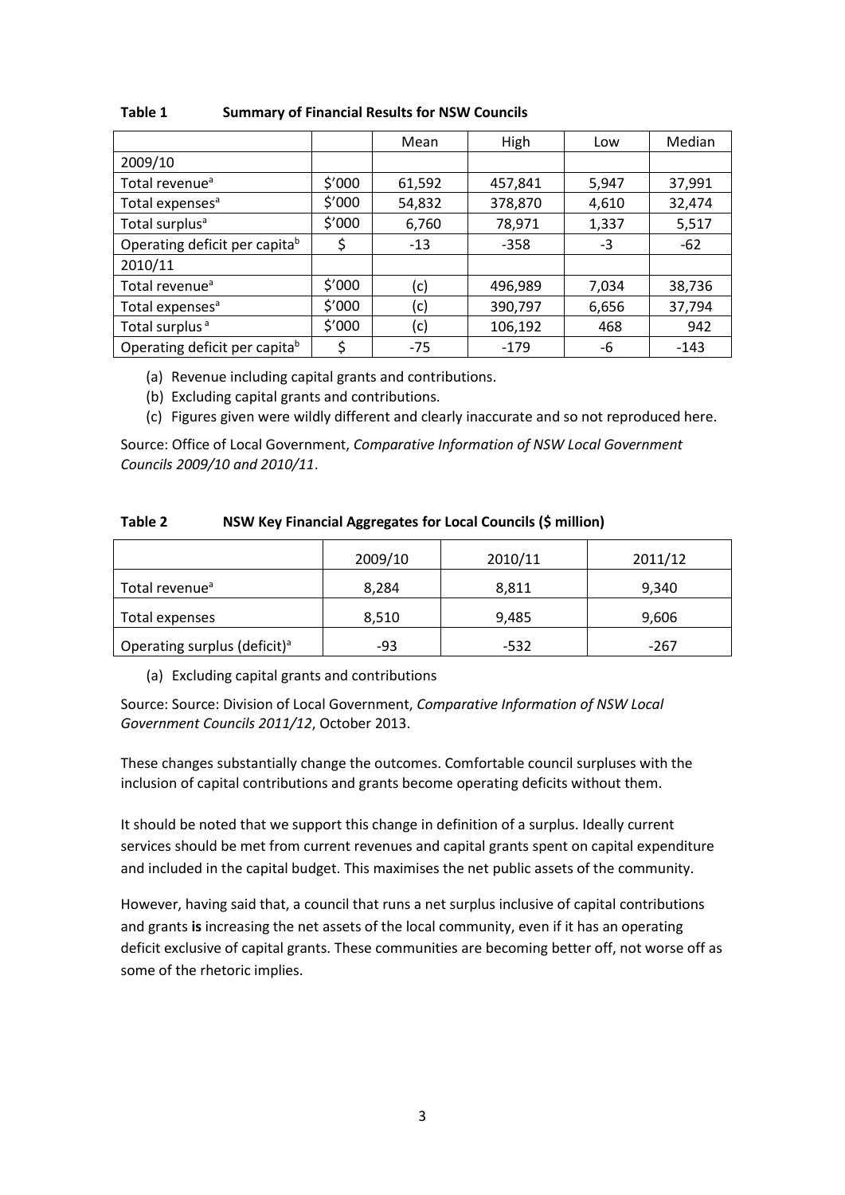**Table 1 Summary of Financial Results for NSW Councils**

| | | Mean | High | Low | Median |
|---|---|---|---|---|---|
| 2009/10 | | | | | |
| Total revenue[a] | \$'000 | 61,592 | 457,841 | 5,947 | 37,991 |
| Total expenses[a] | \$'000 | 54,832 | 378,870 | 4,610 | 32,474 |
| Total surplus[a] | \$'000 | 6,760 | 78,971 | 1,337 | 5,517 |
| Operating deficit per capita[b] | \$ | -13 | -358 | -3 | -62 |
| 2010/11 | | | | | |
| Total revenue[a] | \$'000 | (c) | 496,989 | 7,034 | 38,736 |
| Total expenses[a] | \$'000 | (c) | 390,797 | 6,656 | 37,794 |
| Total surplus [a] | \$'000 | (c) | 106,192 | 468 | 942 |
| Operating deficit per capita[b] | \$ | -75 | -179 | -6 | -143 |

(a) Revenue including capital grants and contributions.

(b) Excluding capital grants and contributions.

(c) Figures given were wildly different and clearly inaccurate and so not reproduced here.

Source: Office of Local Government, *Comparative Information of NSW Local Government Councils 2009/10 and 2010/11*.

**Table 2 NSW Key Financial Aggregates for Local Councils (\$ million)**

| | 2009/10 | 2010/11 | 2011/12 |
|---|---|---|---|
| Total revenue[a] | 8,284 | 8,811 | 9,340 |
| Total expenses | 8,510 | 9,485 | 9,606 |
| Operating surplus (deficit)[a] | -93 | -532 | -267 |

(a) Excluding capital grants and contributions

Source: Source: Division of Local Government, *Comparative Information of NSW Local Government Councils 2011/12*, October 2013.

These changes substantially change the outcomes. Comfortable council surpluses with the inclusion of capital contributions and grants become operating deficits without them.

It should be noted that we support this change in definition of a surplus. Ideally current services should be met from current revenues and capital grants spent on capital expenditure and included in the capital budget. This maximises the net public assets of the community.

However, having said that, a council that runs a net surplus inclusive of capital contributions and grants **is** increasing the net assets of the local community, even if it has an operating deficit exclusive of capital grants. These communities are becoming better off, not worse off as some of the rhetoric implies.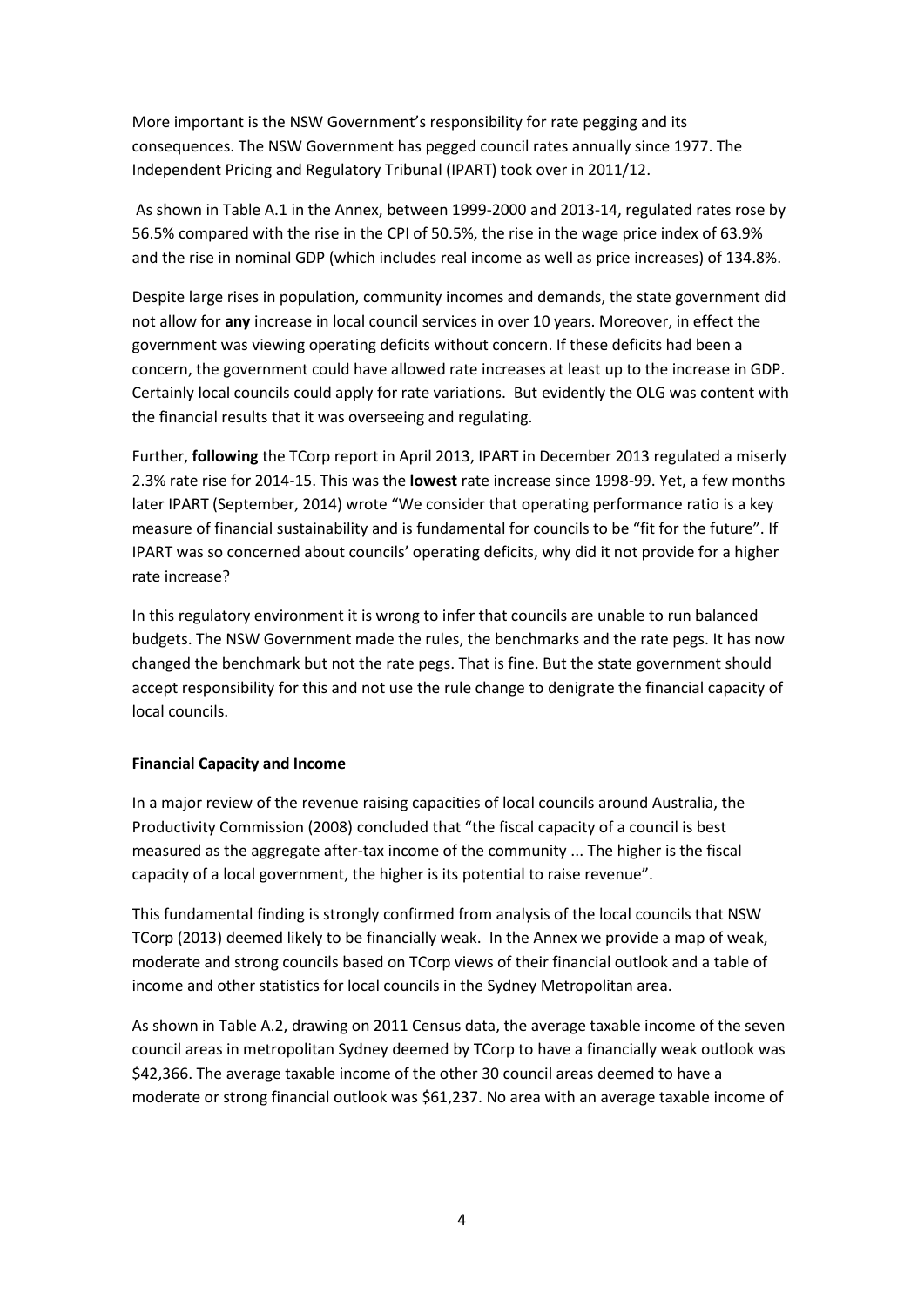More important is the NSW Government's responsibility for rate pegging and its consequences. The NSW Government has pegged council rates annually since 1977. The Independent Pricing and Regulatory Tribunal (IPART) took over in 2011/12.

As shown in Table A.1 in the Annex, between 1999-2000 and 2013-14, regulated rates rose by 56.5% compared with the rise in the CPI of 50.5%, the rise in the wage price index of 63.9% and the rise in nominal GDP (which includes real income as well as price increases) of 134.8%.

Despite large rises in population, community incomes and demands, the state government did not allow for **any** increase in local council services in over 10 years. Moreover, in effect the government was viewing operating deficits without concern. If these deficits had been a concern, the government could have allowed rate increases at least up to the increase in GDP. Certainly local councils could apply for rate variations. But evidently the OLG was content with the financial results that it was overseeing and regulating.

Further, **following** the TCorp report in April 2013, IPART in December 2013 regulated a miserly 2.3% rate rise for 2014-15. This was the **lowest** rate increase since 1998-99. Yet, a few months later IPART (September, 2014) wrote "We consider that operating performance ratio is a key measure of financial sustainability and is fundamental for councils to be "fit for the future". If IPART was so concerned about councils' operating deficits, why did it not provide for a higher rate increase?

In this regulatory environment it is wrong to infer that councils are unable to run balanced budgets. The NSW Government made the rules, the benchmarks and the rate pegs. It has now changed the benchmark but not the rate pegs. That is fine. But the state government should accept responsibility for this and not use the rule change to denigrate the financial capacity of local councils.

**Financial Capacity and Income**

In a major review of the revenue raising capacities of local councils around Australia, the Productivity Commission (2008) concluded that "the fiscal capacity of a council is best measured as the aggregate after-tax income of the community ... The higher is the fiscal capacity of a local government, the higher is its potential to raise revenue".

This fundamental finding is strongly confirmed from analysis of the local councils that NSW TCorp (2013) deemed likely to be financially weak. In the Annex we provide a map of weak, moderate and strong councils based on TCorp views of their financial outlook and a table of income and other statistics for local councils in the Sydney Metropolitan area.

As shown in Table A.2, drawing on 2011 Census data, the average taxable income of the seven council areas in metropolitan Sydney deemed by TCorp to have a financially weak outlook was \$42,366. The average taxable income of the other 30 council areas deemed to have a moderate or strong financial outlook was \$61,237. No area with an average taxable income of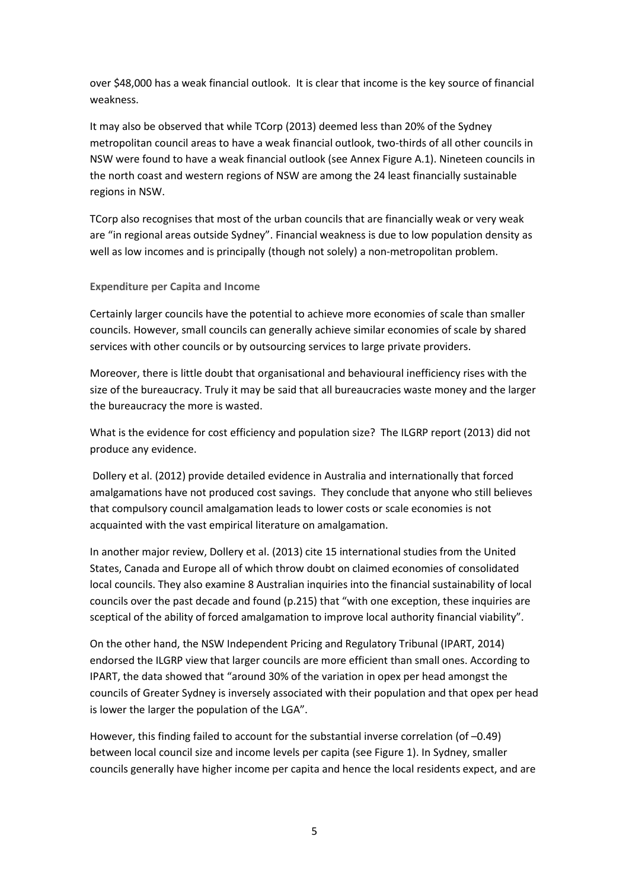over $48,000 has a weak financial outlook. It is clear that income is the key source of financial weakness.

It may also be observed that while TCorp (2013) deemed less than 20% of the Sydney metropolitan council areas to have a weak financial outlook, two-thirds of all other councils in NSW were found to have a weak financial outlook (see Annex Figure A.1). Nineteen councils in the north coast and western regions of NSW are among the 24 least financially sustainable regions in NSW.

TCorp also recognises that most of the urban councils that are financially weak or very weak are "in regional areas outside Sydney". Financial weakness is due to low population density as well as low incomes and is principally (though not solely) a non-metropolitan problem.

### Expenditure per Capita and Income

Certainly larger councils have the potential to achieve more economies of scale than smaller councils. However, small councils can generally achieve similar economies of scale by shared services with other councils or by outsourcing services to large private providers.

Moreover, there is little doubt that organisational and behavioural inefficiency rises with the size of the bureaucracy. Truly it may be said that all bureaucracies waste money and the larger the bureaucracy the more is wasted.

What is the evidence for cost efficiency and population size? The ILGRP report (2013) did not produce any evidence.

Dollery et al. (2012) provide detailed evidence in Australia and internationally that forced amalgamations have not produced cost savings. They conclude that anyone who still believes that compulsory council amalgamation leads to lower costs or scale economies is not acquainted with the vast empirical literature on amalgamation.

In another major review, Dollery et al. (2013) cite 15 international studies from the United States, Canada and Europe all of which throw doubt on claimed economies of consolidated local councils. They also examine 8 Australian inquiries into the financial sustainability of local councils over the past decade and found (p.215) that "with one exception, these inquiries are sceptical of the ability of forced amalgamation to improve local authority financial viability".

On the other hand, the NSW Independent Pricing and Regulatory Tribunal (IPART, 2014) endorsed the ILGRP view that larger councils are more efficient than small ones. According to IPART, the data showed that "around 30% of the variation in opex per head amongst the councils of Greater Sydney is inversely associated with their population and that opex per head is lower the larger the population of the LGA".

However, this finding failed to account for the substantial inverse correlation (of –0.49) between local council size and income levels per capita (see Figure 1). In Sydney, smaller councils generally have higher income per capita and hence the local residents expect, and are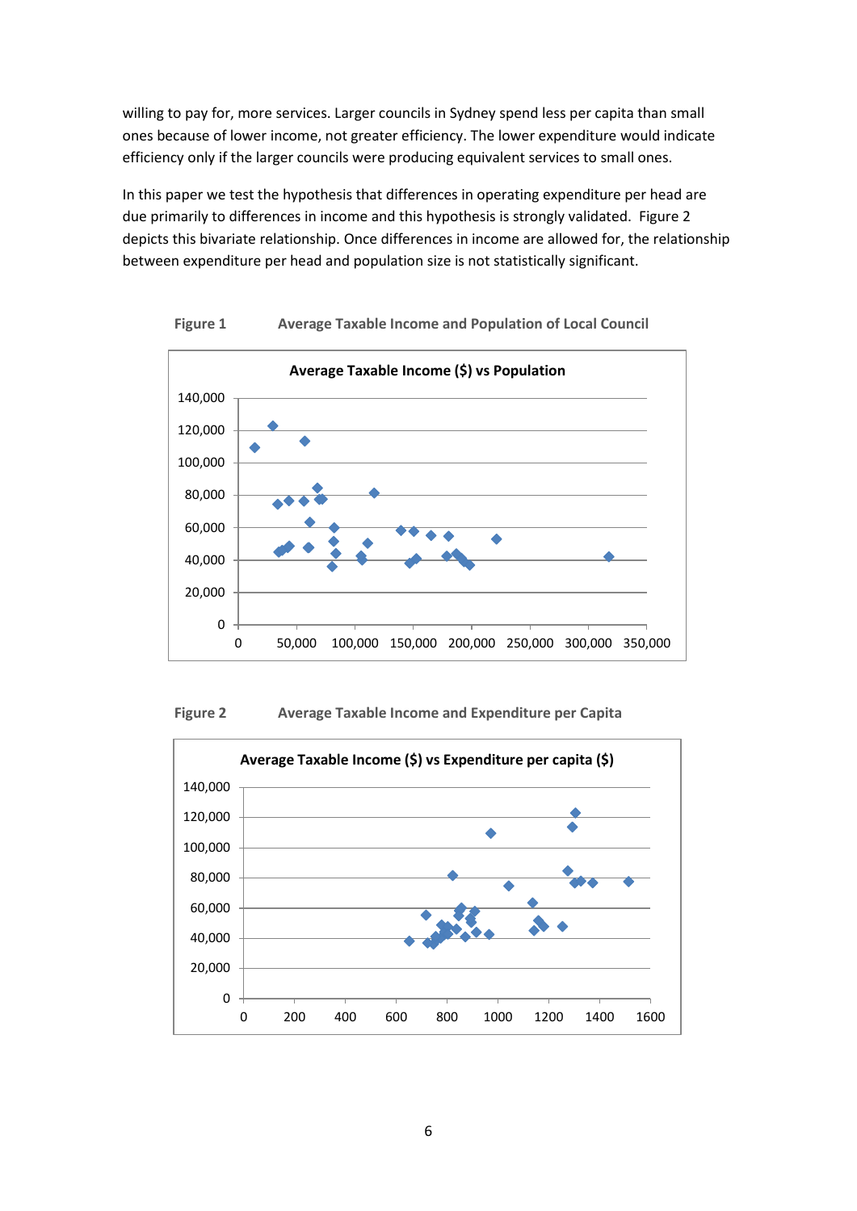willing to pay for, more services. Larger councils in Sydney spend less per capita than small ones because of lower income, not greater efficiency. The lower expenditure would indicate efficiency only if the larger councils were producing equivalent services to small ones.

In this paper we test the hypothesis that differences in operating expenditure per head are due primarily to differences in income and this hypothesis is strongly validated. Figure 2 depicts this bivariate relationship. Once differences in income are allowed for, the relationship between expenditure per head and population size is not statistically significant.

**Figure 1** Average Taxable Income and Population of Local Council

**Figure 2** Average Taxable Income and Expenditure per Capita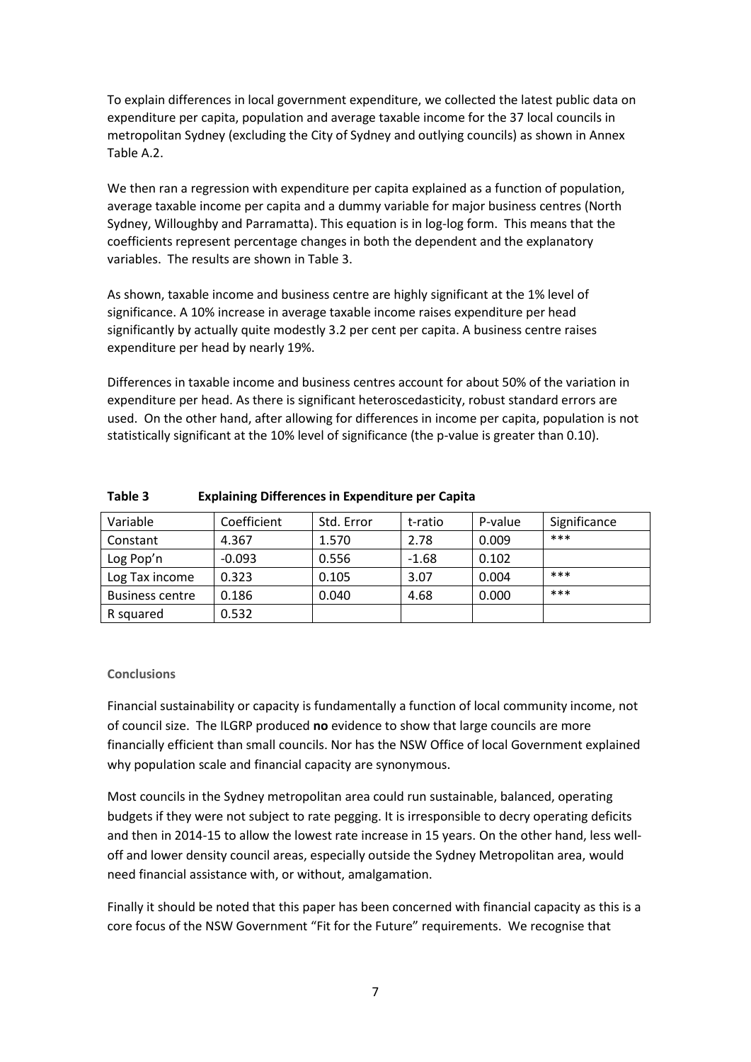To explain differences in local government expenditure, we collected the latest public data on expenditure per capita, population and average taxable income for the 37 local councils in metropolitan Sydney (excluding the City of Sydney and outlying councils) as shown in Annex Table A.2.

We then ran a regression with expenditure per capita explained as a function of population, average taxable income per capita and a dummy variable for major business centres (North Sydney, Willoughby and Parramatta). This equation is in log-log form. This means that the coefficients represent percentage changes in both the dependent and the explanatory variables. The results are shown in Table 3.

As shown, taxable income and business centre are highly significant at the 1% level of significance. A 10% increase in average taxable income raises expenditure per head significantly by actually quite modestly 3.2 per cent per capita. A business centre raises expenditure per head by nearly 19%.

Differences in taxable income and business centres account for about 50% of the variation in expenditure per head. As there is significant heteroscedasticity, robust standard errors are used. On the other hand, after allowing for differences in income per capita, population is not statistically significant at the 10% level of significance (the p-value is greater than 0.10).

**Table 3 Explaining Differences in Expenditure per Capita**

| Variable | Coefficient | Std. Error | t-ratio | P-value | Significance |
|---|---|---|---|---|---|
| Constant | 4.367 | 1.570 | 2.78 | 0.009 | *** |
| Log Pop'n | -0.093 | 0.556 | -1.68 | 0.102 | |
| Log Tax income | 0.323 | 0.105 | 3.07 | 0.004 | *** |
| Business centre | 0.186 | 0.040 | 4.68 | 0.000 | *** |
| R squared | 0.532 | | | | |

### Conclusions

Financial sustainability or capacity is fundamentally a function of local community income, not of council size. The ILGRP produced **no** evidence to show that large councils are more financially efficient than small councils. Nor has the NSW Office of local Government explained why population scale and financial capacity are synonymous.

Most councils in the Sydney metropolitan area could run sustainable, balanced, operating budgets if they were not subject to rate pegging. It is irresponsible to decry operating deficits and then in 2014-15 to allow the lowest rate increase in 15 years. On the other hand, less well-off and lower density council areas, especially outside the Sydney Metropolitan area, would need financial assistance with, or without, amalgamation.

Finally it should be noted that this paper has been concerned with financial capacity as this is a core focus of the NSW Government "Fit for the Future" requirements. We recognise that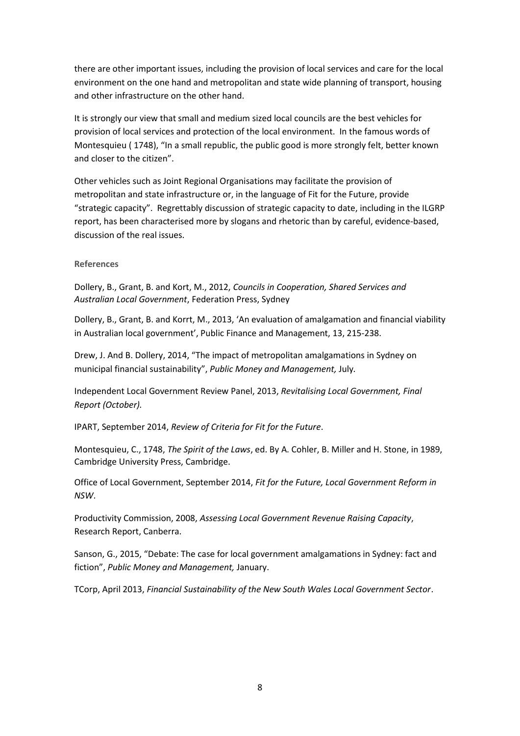there are other important issues, including the provision of local services and care for the local environment on the one hand and metropolitan and state wide planning of transport, housing and other infrastructure on the other hand.

It is strongly our view that small and medium sized local councils are the best vehicles for provision of local services and protection of the local environment. In the famous words of Montesquieu ( 1748), "In a small republic, the public good is more strongly felt, better known and closer to the citizen".

Other vehicles such as Joint Regional Organisations may facilitate the provision of metropolitan and state infrastructure or, in the language of Fit for the Future, provide "strategic capacity". Regrettably discussion of strategic capacity to date, including in the ILGRP report, has been characterised more by slogans and rhetoric than by careful, evidence-based, discussion of the real issues.

**References**

Dollery, B., Grant, B. and Kort, M., 2012, *Councils in Cooperation, Shared Services and Australian Local Government*, Federation Press, Sydney

Dollery, B., Grant, B. and Korrt, M., 2013, 'An evaluation of amalgamation and financial viability in Australian local government', Public Finance and Management, 13, 215-238.

Drew, J. And B. Dollery, 2014, "The impact of metropolitan amalgamations in Sydney on municipal financial sustainability", *Public Money and Management,* July.

Independent Local Government Review Panel, 2013, *Revitalising Local Government, Final Report (October).*

IPART, September 2014, *Review of Criteria for Fit for the Future*.

Montesquieu, C., 1748, *The Spirit of the Laws*, ed. By A. Cohler, B. Miller and H. Stone, in 1989, Cambridge University Press, Cambridge.

Office of Local Government, September 2014, *Fit for the Future, Local Government Reform in NSW*.

Productivity Commission, 2008, *Assessing Local Government Revenue Raising Capacity*, Research Report, Canberra.

Sanson, G., 2015, "Debate: The case for local government amalgamations in Sydney: fact and fiction", *Public Money and Management,* January.

TCorp, April 2013, *Financial Sustainability of the New South Wales Local Government Sector*.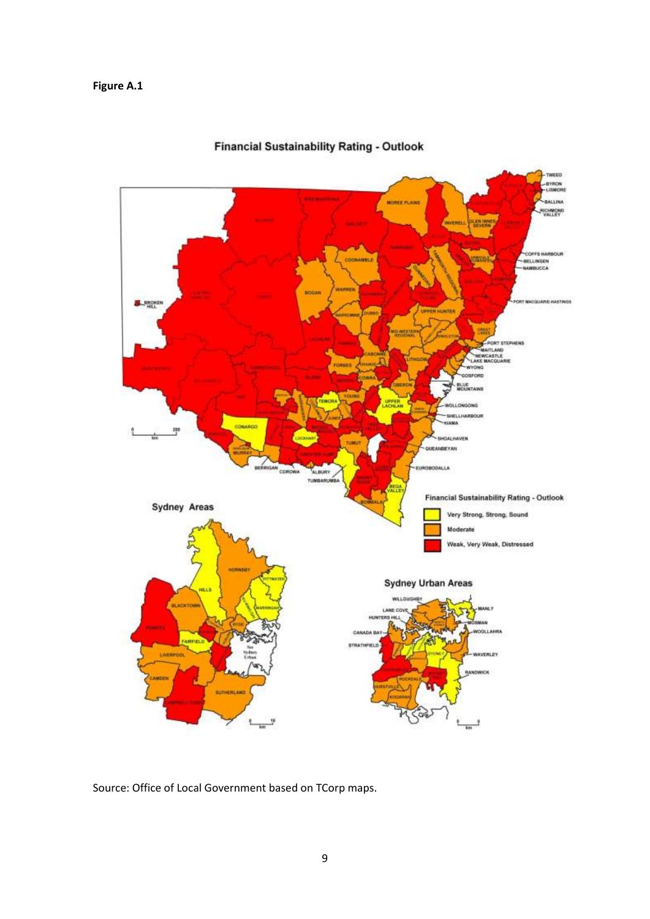**Figure A.1**

Source: Office of Local Government based on TCorp maps.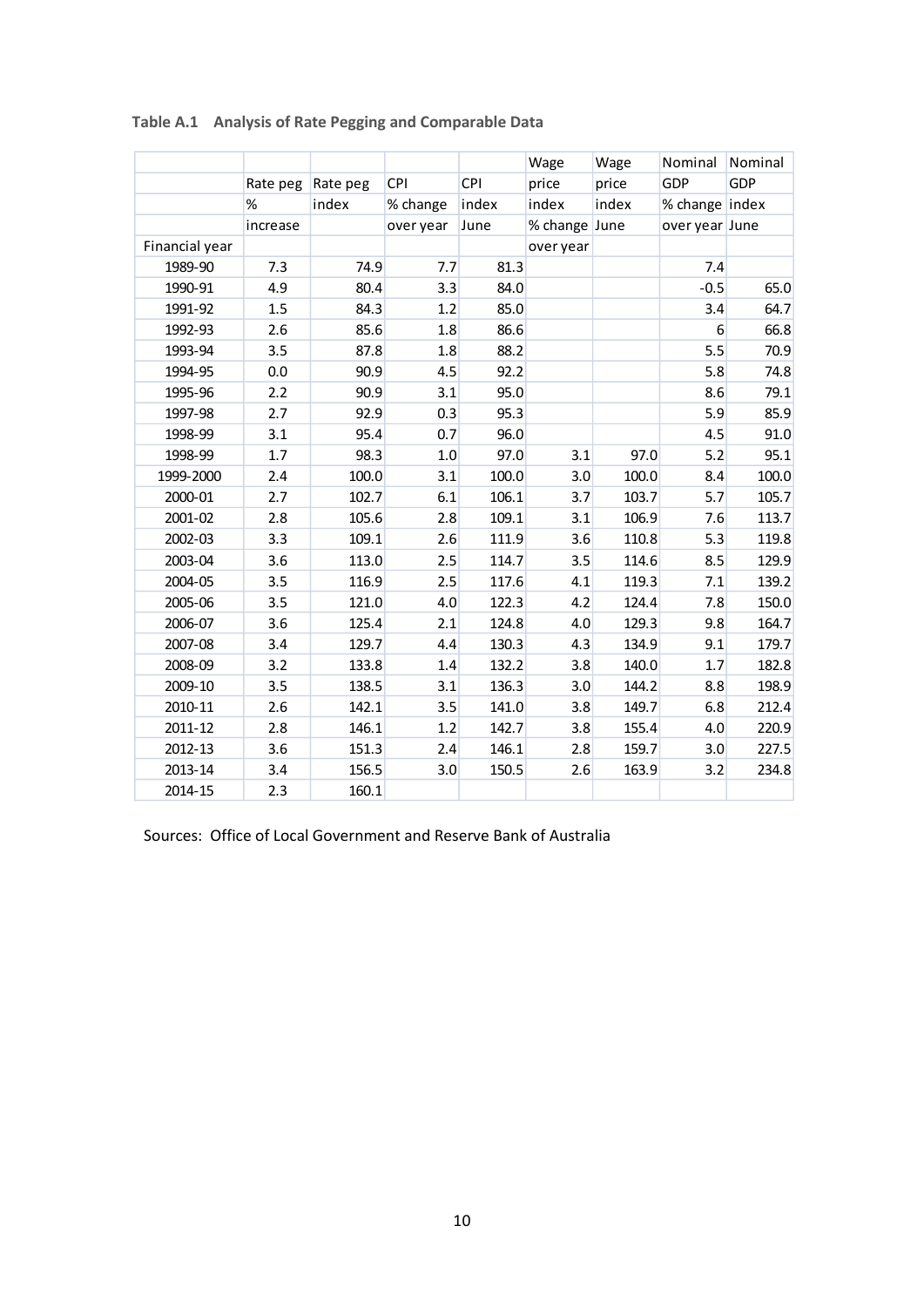**Table A.1 Analysis of Rate Pegging and Comparable Data**

| Financial year | Rate peg % increase | Rate peg index | CPI % change over year | CPI index June | Wage price index % change over year | Wage price index June | Nominal GDP % change over year | Nominal GDP index June |
|---|---|---|---|---|---|---|---|---|
| 1989-90 | 7.3 | 74.9 | 7.7 | 81.3 | | | 7.4 | |
| 1990-91 | 4.9 | 80.4 | 3.3 | 84.0 | | | -0.5 | 65.0 |
| 1991-92 | 1.5 | 84.3 | 1.2 | 85.0 | | | 3.4 | 64.7 |
| 1992-93 | 2.6 | 85.6 | 1.8 | 86.6 | | | 6 | 66.8 |
| 1993-94 | 3.5 | 87.8 | 1.8 | 88.2 | | | 5.5 | 70.9 |
| 1994-95 | 0.0 | 90.9 | 4.5 | 92.2 | | | 5.8 | 74.8 |
| 1995-96 | 2.2 | 90.9 | 3.1 | 95.0 | | | 8.6 | 79.1 |
| 1997-98 | 2.7 | 92.9 | 0.3 | 95.3 | | | 5.9 | 85.9 |
| 1998-99 | 3.1 | 95.4 | 0.7 | 96.0 | | | 4.5 | 91.0 |
| 1998-99 | 1.7 | 98.3 | 1.0 | 97.0 | 3.1 | 97.0 | 5.2 | 95.1 |
| 1999-2000 | 2.4 | 100.0 | 3.1 | 100.0 | 3.0 | 100.0 | 8.4 | 100.0 |
| 2000-01 | 2.7 | 102.7 | 6.1 | 106.1 | 3.7 | 103.7 | 5.7 | 105.7 |
| 2001-02 | 2.8 | 105.6 | 2.8 | 109.1 | 3.1 | 106.9 | 7.6 | 113.7 |
| 2002-03 | 3.3 | 109.1 | 2.6 | 111.9 | 3.6 | 110.8 | 5.3 | 119.8 |
| 2003-04 | 3.6 | 113.0 | 2.5 | 114.7 | 3.5 | 114.6 | 8.5 | 129.9 |
| 2004-05 | 3.5 | 116.9 | 2.5 | 117.6 | 4.1 | 119.3 | 7.1 | 139.2 |
| 2005-06 | 3.5 | 121.0 | 4.0 | 122.3 | 4.2 | 124.4 | 7.8 | 150.0 |
| 2006-07 | 3.6 | 125.4 | 2.1 | 124.8 | 4.0 | 129.3 | 9.8 | 164.7 |
| 2007-08 | 3.4 | 129.7 | 4.4 | 130.3 | 4.3 | 134.9 | 9.1 | 179.7 |
| 2008-09 | 3.2 | 133.8 | 1.4 | 132.2 | 3.8 | 140.0 | 1.7 | 182.8 |
| 2009-10 | 3.5 | 138.5 | 3.1 | 136.3 | 3.0 | 144.2 | 8.8 | 198.9 |
| 2010-11 | 2.6 | 142.1 | 3.5 | 141.0 | 3.8 | 149.7 | 6.8 | 212.4 |
| 2011-12 | 2.8 | 146.1 | 1.2 | 142.7 | 3.8 | 155.4 | 4.0 | 220.9 |
| 2012-13 | 3.6 | 151.3 | 2.4 | 146.1 | 2.8 | 159.7 | 3.0 | 227.5 |
| 2013-14 | 3.4 | 156.5 | 3.0 | 150.5 | 2.6 | 163.9 | 3.2 | 234.8 |
| 2014-15 | 2.3 | 160.1 | | | | | | |

Sources: Office of Local Government and Reserve Bank of Australia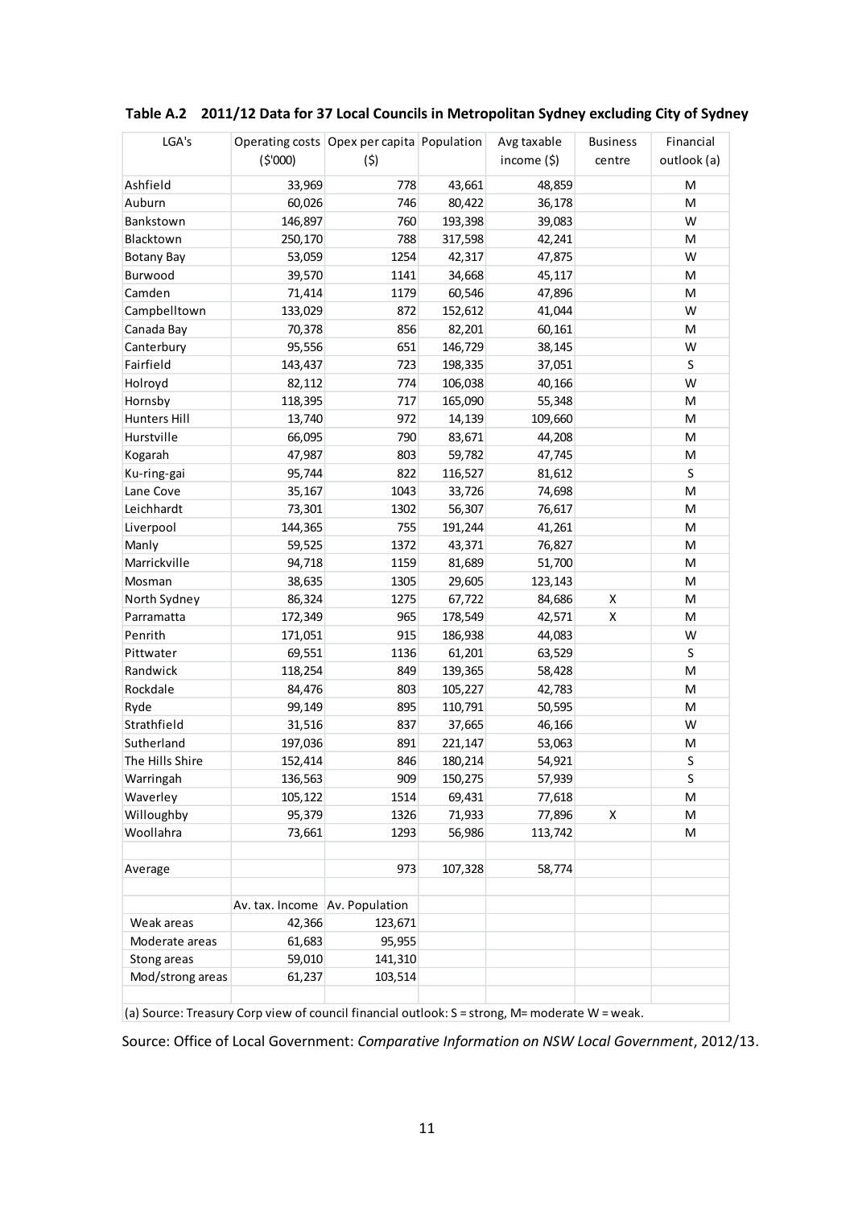**Table A.2 2011/12 Data for 37 Local Councils in Metropolitan Sydney excluding City of Sydney**

| LGA's | Operating costs ($'000) | Opex per capita ($) | Population | Avg taxable income ($) | Business centre | Financial outlook (a) |
|---|---|---|---|---|---|---|
| Ashfield | 33,969 | 778 | 43,661 | 48,859 | | M |
| Auburn | 60,026 | 746 | 80,422 | 36,178 | | M |
| Bankstown | 146,897 | 760 | 193,398 | 39,083 | | W |
| Blacktown | 250,170 | 788 | 317,598 | 42,241 | | M |
| Botany Bay | 53,059 | 1254 | 42,317 | 47,875 | | W |
| Burwood | 39,570 | 1141 | 34,668 | 45,117 | | M |
| Camden | 71,414 | 1179 | 60,546 | 47,896 | | M |
| Campbelltown | 133,029 | 872 | 152,612 | 41,044 | | W |
| Canada Bay | 70,378 | 856 | 82,201 | 60,161 | | M |
| Canterbury | 95,556 | 651 | 146,729 | 38,145 | | W |
| Fairfield | 143,437 | 723 | 198,335 | 37,051 | | S |
| Holroyd | 82,112 | 774 | 106,038 | 40,166 | | W |
| Hornsby | 118,395 | 717 | 165,090 | 55,348 | | M |
| Hunters Hill | 13,740 | 972 | 14,139 | 109,660 | | M |
| Hurstville | 66,095 | 790 | 83,671 | 44,208 | | M |
| Kogarah | 47,987 | 803 | 59,782 | 47,745 | | M |
| Ku-ring-gai | 95,744 | 822 | 116,527 | 81,612 | | S |
| Lane Cove | 35,167 | 1043 | 33,726 | 74,698 | | M |
| Leichhardt | 73,301 | 1302 | 56,307 | 76,617 | | M |
| Liverpool | 144,365 | 755 | 191,244 | 41,261 | | M |
| Manly | 59,525 | 1372 | 43,371 | 76,827 | | M |
| Marrickville | 94,718 | 1159 | 81,689 | 51,700 | | M |
| Mosman | 38,635 | 1305 | 29,605 | 123,143 | | M |
| North Sydney | 86,324 | 1275 | 67,722 | 84,686 | X | M |
| Parramatta | 172,349 | 965 | 178,549 | 42,571 | X | M |
| Penrith | 171,051 | 915 | 186,938 | 44,083 | | W |
| Pittwater | 69,551 | 1136 | 61,201 | 63,529 | | S |
| Randwick | 118,254 | 849 | 139,365 | 58,428 | | M |
| Rockdale | 84,476 | 803 | 105,227 | 42,783 | | M |
| Ryde | 99,149 | 895 | 110,791 | 50,595 | | M |
| Strathfield | 31,516 | 837 | 37,665 | 46,166 | | W |
| Sutherland | 197,036 | 891 | 221,147 | 53,063 | | M |
| The Hills Shire | 152,414 | 846 | 180,214 | 54,921 | | S |
| Warringah | 136,563 | 909 | 150,275 | 57,939 | | S |
| Waverley | 105,122 | 1514 | 69,431 | 77,618 | | M |
| Willoughby | 95,379 | 1326 | 71,933 | 77,896 | X | M |
| Woollahra | 73,661 | 1293 | 56,986 | 113,742 | | M |
| | | | | | | |
| Average | | 973 | 107,328 | 58,774 | | |
| | | | | | | |
| | Av. tax. Income | Av. Population | | | | |
| Weak areas | 42,366 | 123,671 | | | | |
| Moderate areas | 61,683 | 95,955 | | | | |
| Stong areas | 59,010 | 141,310 | | | | |
| Mod/strong areas | 61,237 | 103,514 | | | | |

(a) Source: Treasury Corp view of council financial outlook: S = strong, M= moderate W = weak.

Source: Office of Local Government: *Comparative Information on NSW Local Government*, 2012/13.